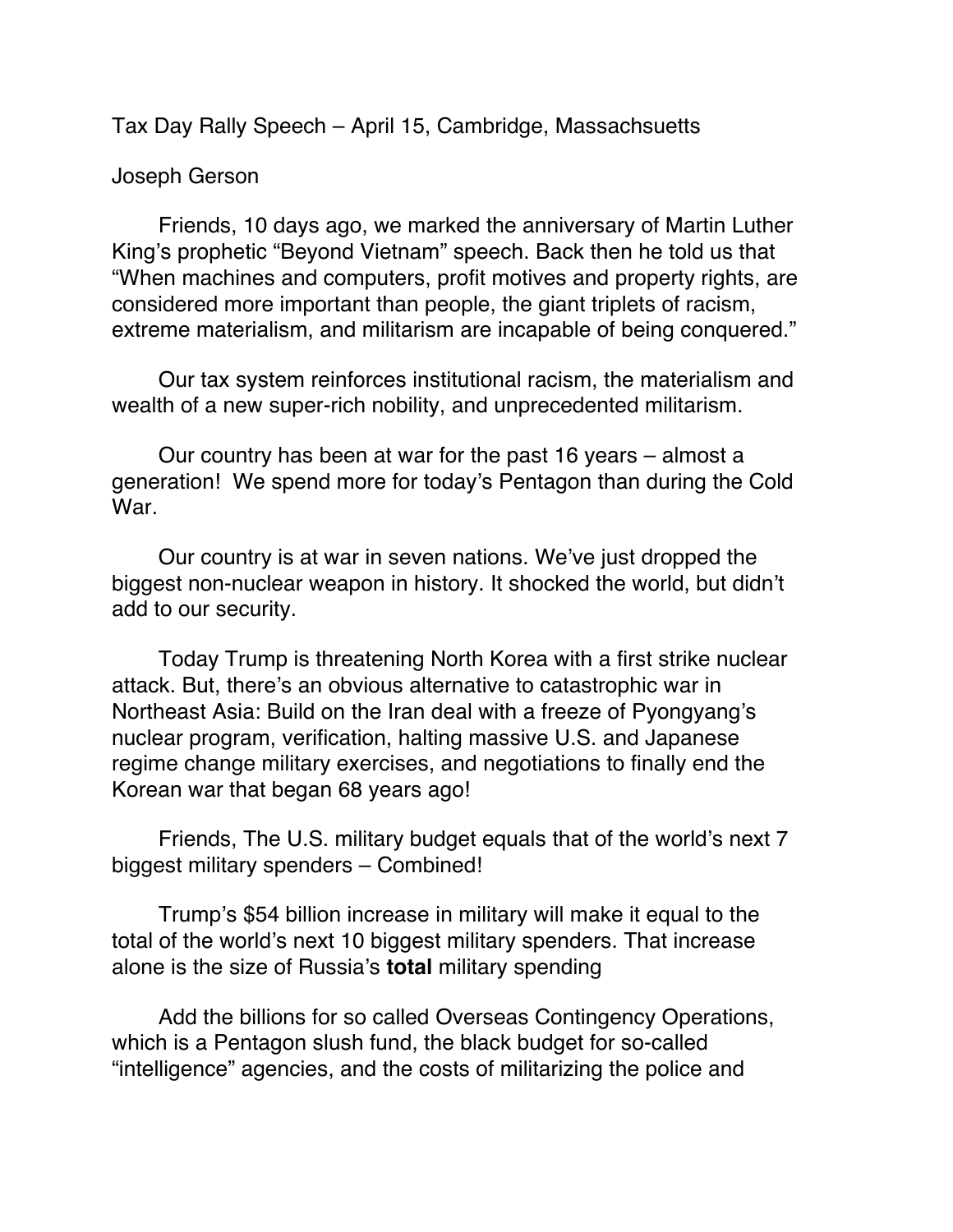Tax Day Rally Speech – April 15, Cambridge, Massachsuetts

Joseph Gerson

Friends, 10 days ago, we marked the anniversary of Martin Luther King's prophetic "Beyond Vietnam" speech. Back then he told us that "When machines and computers, profit motives and property rights, are considered more important than people, the giant triplets of racism, extreme materialism, and militarism are incapable of being conquered."

Our tax system reinforces institutional racism, the materialism and wealth of a new super-rich nobility, and unprecedented militarism.

Our country has been at war for the past 16 years – almost a generation! We spend more for today's Pentagon than during the Cold War.

Our country is at war in seven nations. We've just dropped the biggest non-nuclear weapon in history. It shocked the world, but didn't add to our security.

Today Trump is threatening North Korea with a first strike nuclear attack. But, there's an obvious alternative to catastrophic war in Northeast Asia: Build on the Iran deal with a freeze of Pyongyang's nuclear program, verification, halting massive U.S. and Japanese regime change military exercises, and negotiations to finally end the Korean war that began 68 years ago!

Friends, The U.S. military budget equals that of the world's next 7 biggest military spenders – Combined!

Trump's $54 billion increase in military will make it equal to the total of the world's next 10 biggest military spenders. That increase alone is the size of Russia's **total** military spending

Add the billions for so called Overseas Contingency Operations, which is a Pentagon slush fund, the black budget for so-called "intelligence" agencies, and the costs of militarizing the police and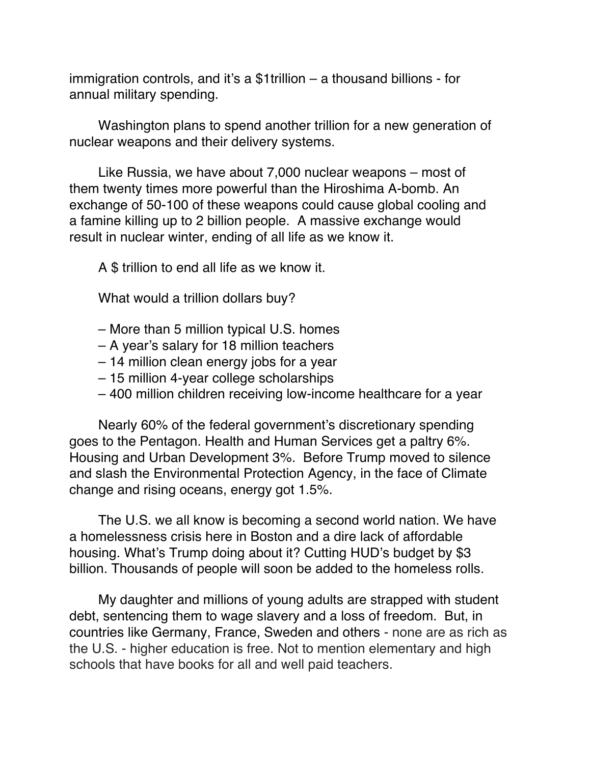immigration controls, and it's a $1trillion – a thousand billions - for annual military spending.

Washington plans to spend another trillion for a new generation of nuclear weapons and their delivery systems.

Like Russia, we have about 7,000 nuclear weapons – most of them twenty times more powerful than the Hiroshima A-bomb. An exchange of 50-100 of these weapons could cause global cooling and a famine killing up to 2 billion people. A massive exchange would result in nuclear winter, ending of all life as we know it.

A $ trillion to end all life as we know it.

What would a trillion dollars buy?

– More than 5 million typical U.S. homes
– A year's salary for 18 million teachers
– 14 million clean energy jobs for a year
– 15 million 4-year college scholarships
– 400 million children receiving low-income healthcare for a year

Nearly 60% of the federal government's discretionary spending goes to the Pentagon. Health and Human Services get a paltry 6%. Housing and Urban Development 3%. Before Trump moved to silence and slash the Environmental Protection Agency, in the face of Climate change and rising oceans, energy got 1.5%.

The U.S. we all know is becoming a second world nation. We have a homelessness crisis here in Boston and a dire lack of affordable housing. What's Trump doing about it? Cutting HUD's budget by $3 billion. Thousands of people will soon be added to the homeless rolls.

My daughter and millions of young adults are strapped with student debt, sentencing them to wage slavery and a loss of freedom. But, in countries like Germany, France, Sweden and others - none are as rich as the U.S. - higher education is free. Not to mention elementary and high schools that have books for all and well paid teachers.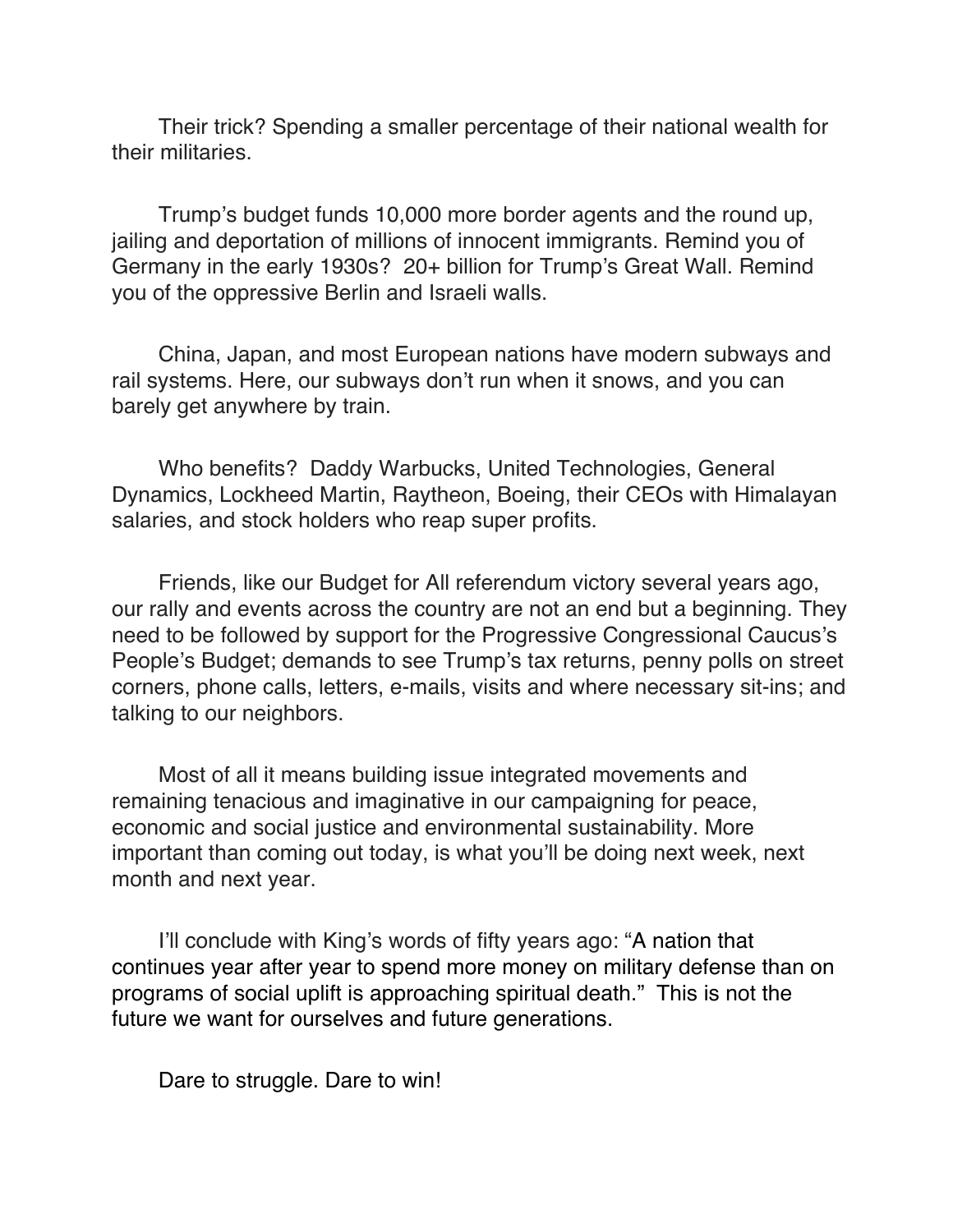Their trick? Spending a smaller percentage of their national wealth for their militaries.

Trump's budget funds 10,000 more border agents and the round up, jailing and deportation of millions of innocent immigrants. Remind you of Germany in the early 1930s? 20+ billion for Trump's Great Wall. Remind you of the oppressive Berlin and Israeli walls.

China, Japan, and most European nations have modern subways and rail systems. Here, our subways don't run when it snows, and you can barely get anywhere by train.

Who benefits? Daddy Warbucks, United Technologies, General Dynamics, Lockheed Martin, Raytheon, Boeing, their CEOs with Himalayan salaries, and stock holders who reap super profits.

Friends, like our Budget for All referendum victory several years ago, our rally and events across the country are not an end but a beginning. They need to be followed by support for the Progressive Congressional Caucus's People's Budget; demands to see Trump's tax returns, penny polls on street corners, phone calls, letters, e-mails, visits and where necessary sit-ins; and talking to our neighbors.

Most of all it means building issue integrated movements and remaining tenacious and imaginative in our campaigning for peace, economic and social justice and environmental sustainability. More important than coming out today, is what you'll be doing next week, next month and next year.

I'll conclude with King's words of fifty years ago: "A nation that continues year after year to spend more money on military defense than on programs of social uplift is approaching spiritual death." This is not the future we want for ourselves and future generations.

Dare to struggle. Dare to win!